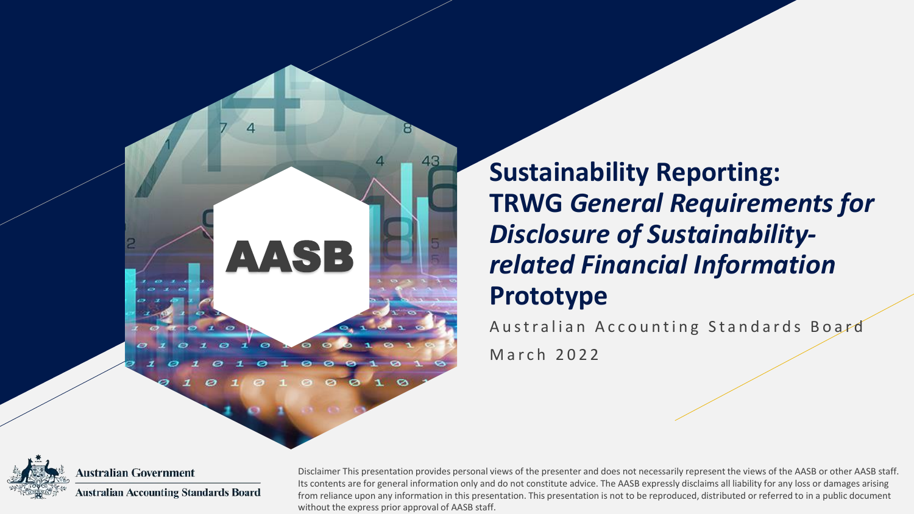# Sustainability Reporting: TRWG *General Requirements for Disclosure of Sustainability-related Financial Information* Prototype

Australian Accounting Standards Board

March 2022

Australian Government

Australian Accounting Standards Board

Disclaimer This presentation provides personal views of the presenter and does not necessarily represent the views of the AASB or other AASB staff. Its contents are for general information only and do not constitute advice. The AASB expressly disclaims all liability for any loss or damages arising from reliance upon any information in this presentation. This presentation is not to be reproduced, distributed or referred to in a public document without the express prior approval of AASB staff.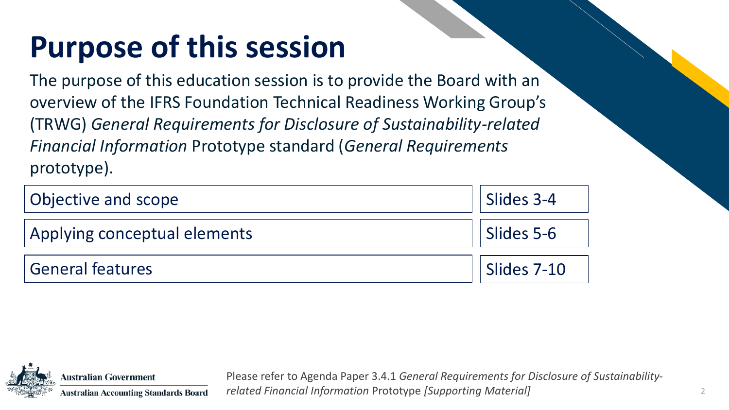# Purpose of this session

The purpose of this education session is to provide the Board with an overview of the IFRS Foundation Technical Readiness Working Group's (TRWG) *General Requirements for Disclosure of Sustainability-related Financial Information* Prototype standard (*General Requirements* prototype).

| | |
|---|---|
| Objective and scope | Slides 3-4 |
| Applying conceptual elements | Slides 5-6 |
| General features | Slides 7-10 |

Australian Government
Australian Accounting Standards Board

Please refer to Agenda Paper 3.4.1 *General Requirements for Disclosure of Sustainability-related Financial Information* Prototype *[Supporting Material]*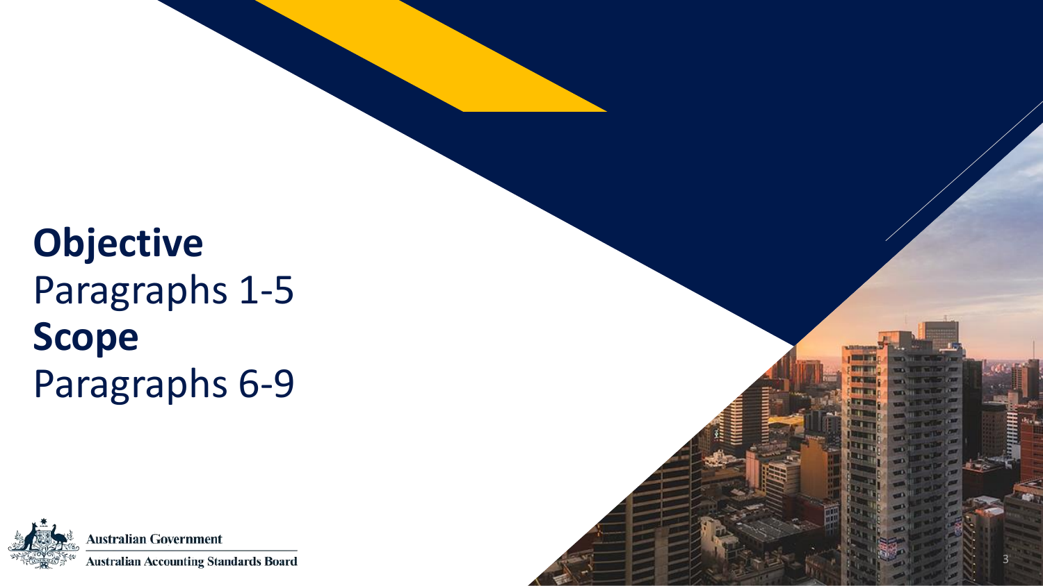**Objective**

Paragraphs 1-5

**Scope**

Paragraphs 6-9

Australian Government

Australian Accounting Standards Board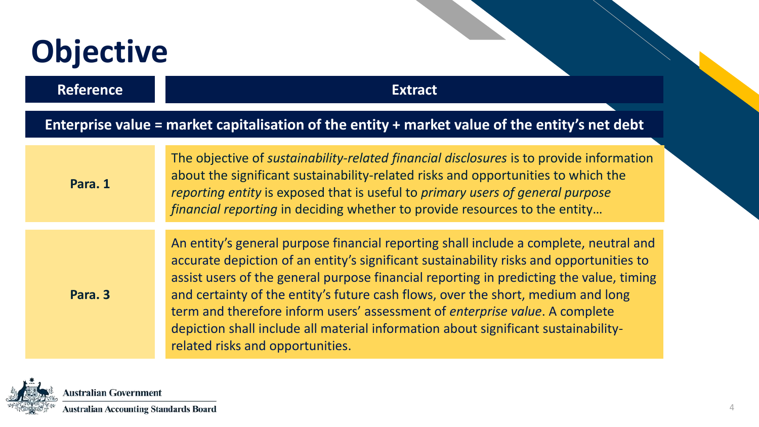# Objective

| Reference | Extract |
|---|---|
| **Enterprise value = market capitalisation of the entity + market value of the entity's net debt** | |
| **Para. 1** | The objective of *sustainability-related financial disclosures* is to provide information about the significant sustainability-related risks and opportunities to which the *reporting entity* is exposed that is useful to *primary users of general purpose financial reporting* in deciding whether to provide resources to the entity… |
| **Para. 3** | An entity's general purpose financial reporting shall include a complete, neutral and accurate depiction of an entity's significant sustainability risks and opportunities to assist users of the general purpose financial reporting in predicting the value, timing and certainty of the entity's future cash flows, over the short, medium and long term and therefore inform users' assessment of *enterprise value*. A complete depiction shall include all material information about significant sustainability-related risks and opportunities. |

Australian Government
Australian Accounting Standards Board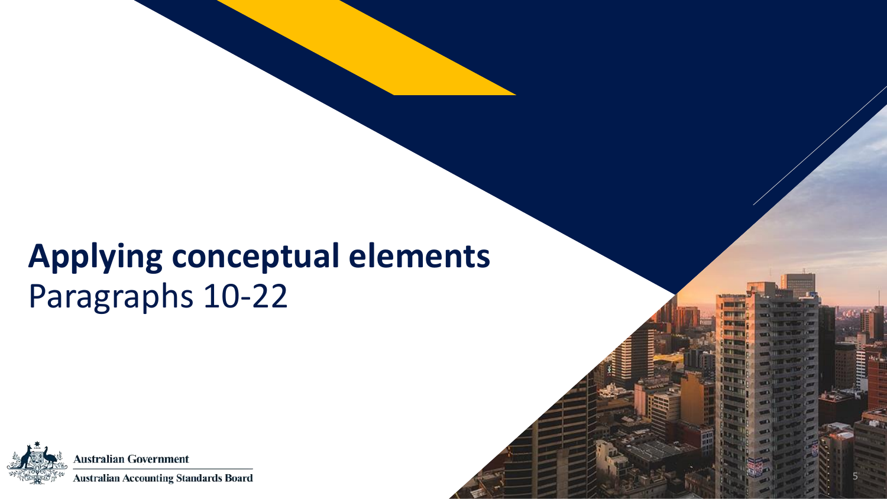# Applying conceptual elements

Paragraphs 10-22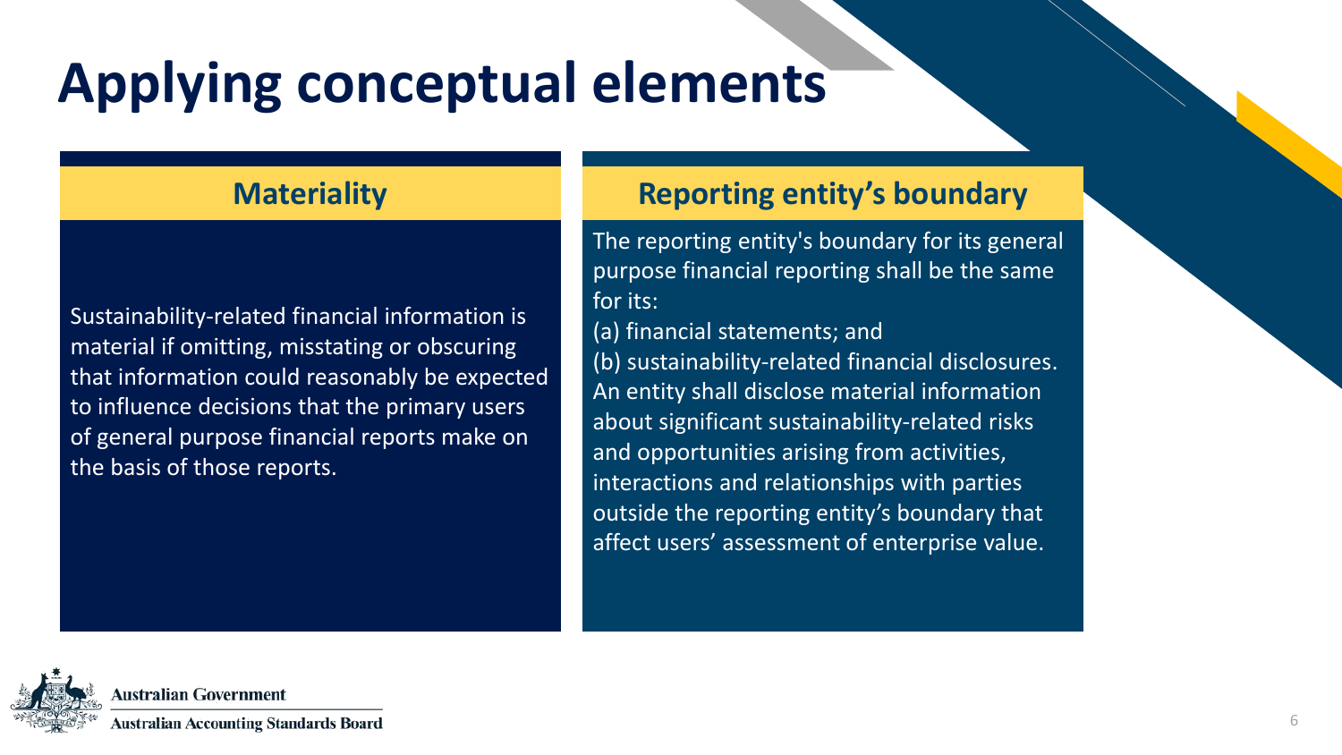# Applying conceptual elements

## Materiality

Sustainability-related financial information is material if omitting, misstating or obscuring that information could reasonably be expected to influence decisions that the primary users of general purpose financial reports make on the basis of those reports.

## Reporting entity's boundary

The reporting entity's boundary for its general purpose financial reporting shall be the same for its:

(a) financial statements; and

(b) sustainability-related financial disclosures.

An entity shall disclose material information about significant sustainability-related risks and opportunities arising from activities, interactions and relationships with parties outside the reporting entity's boundary that affect users' assessment of enterprise value.

Australian Government
Australian Accounting Standards Board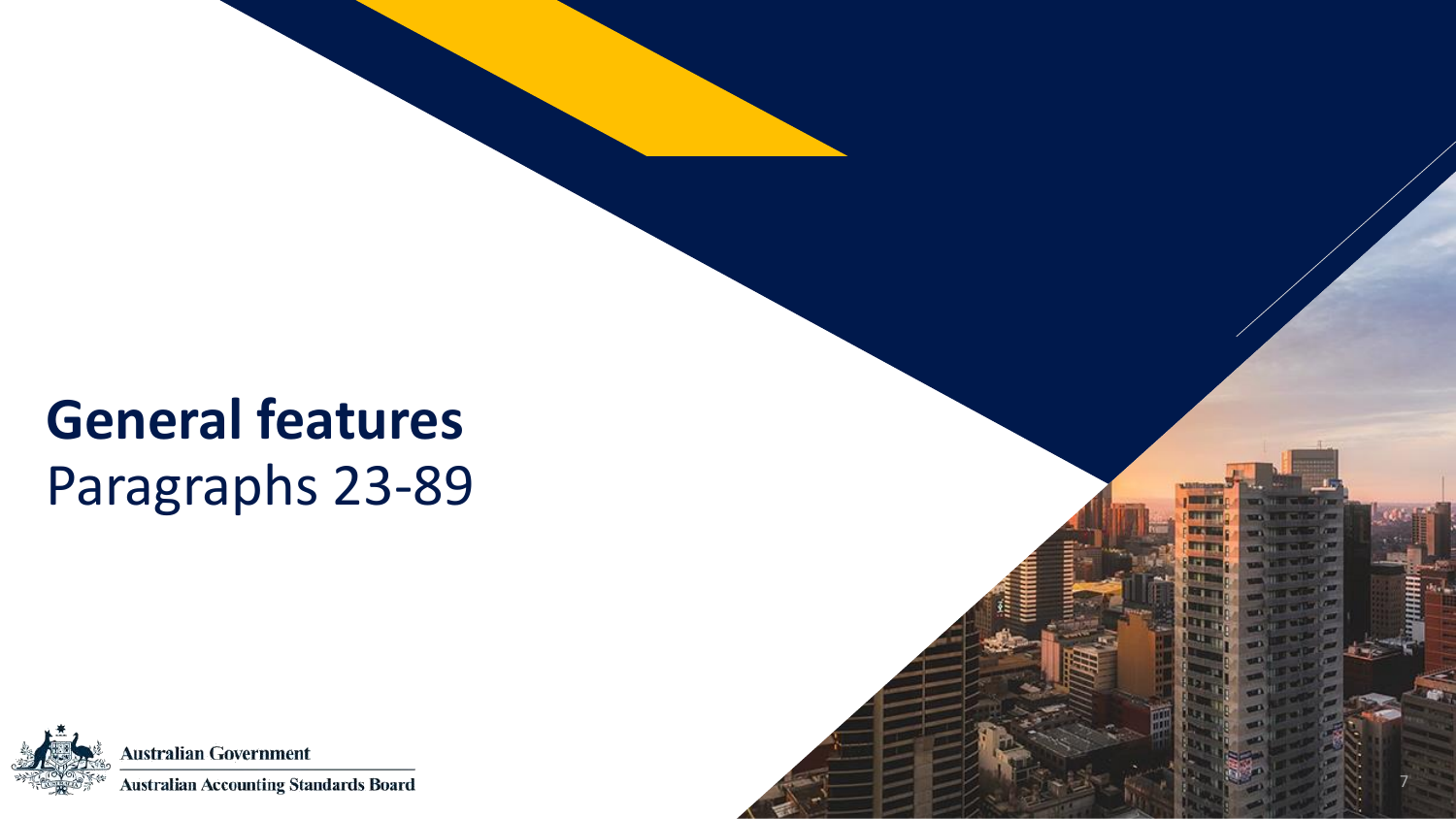# General features

Paragraphs 23-89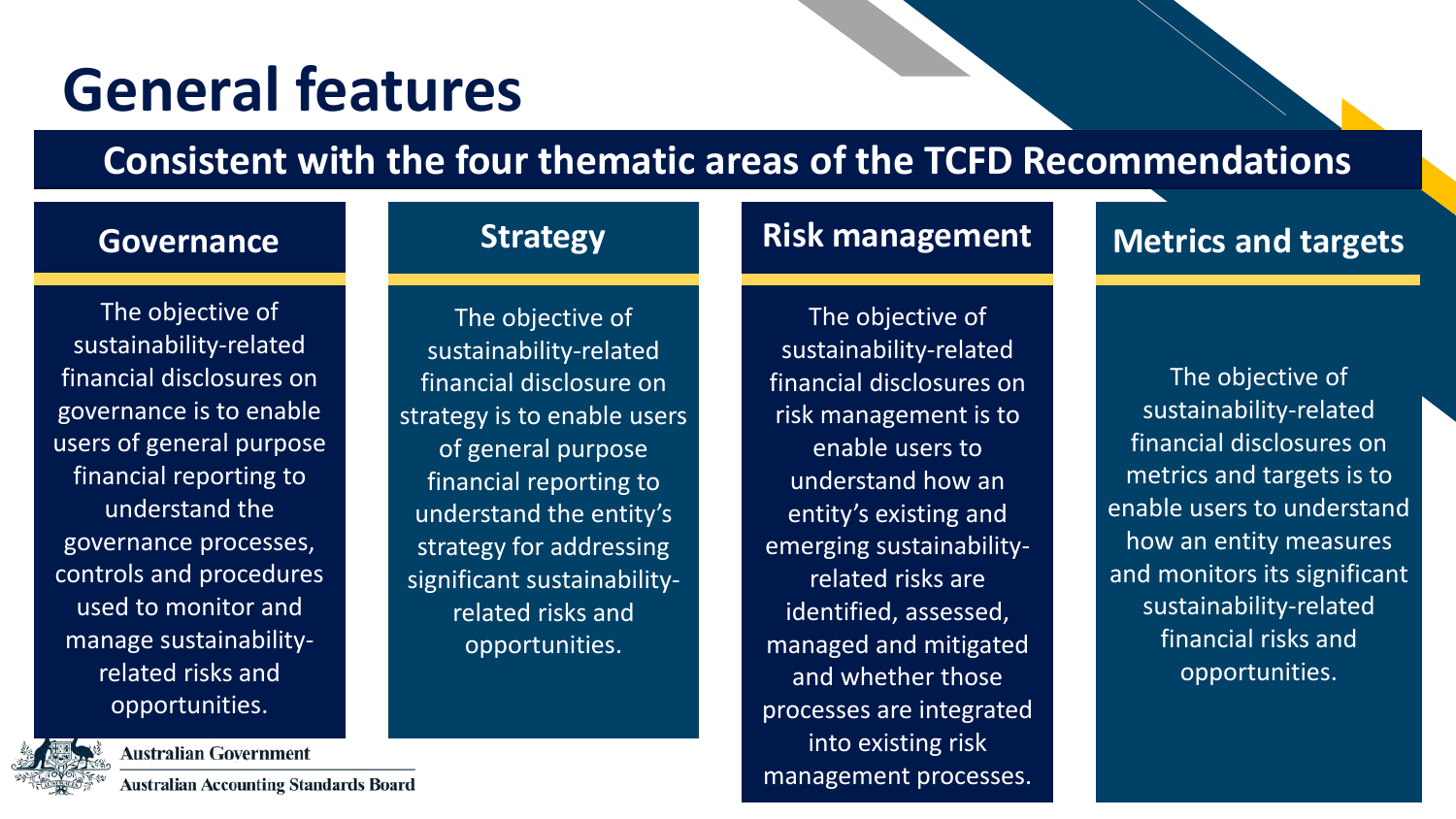# General features

## Consistent with the four thematic areas of the TCFD Recommendations

### Governance

The objective of sustainability-related financial disclosures on governance is to enable users of general purpose financial reporting to understand the governance processes, controls and procedures used to monitor and manage sustainability-related risks and opportunities.

### Strategy

The objective of sustainability-related financial disclosure on strategy is to enable users of general purpose financial reporting to understand the entity's strategy for addressing significant sustainability-related risks and opportunities.

### Risk management

The objective of sustainability-related financial disclosures on risk management is to enable users to understand how an entity's existing and emerging sustainability-related risks are identified, assessed, managed and mitigated and whether those processes are integrated into existing risk management processes.

### Metrics and targets

The objective of sustainability-related financial disclosures on metrics and targets is to enable users to understand how an entity measures and monitors its significant sustainability-related financial risks and opportunities.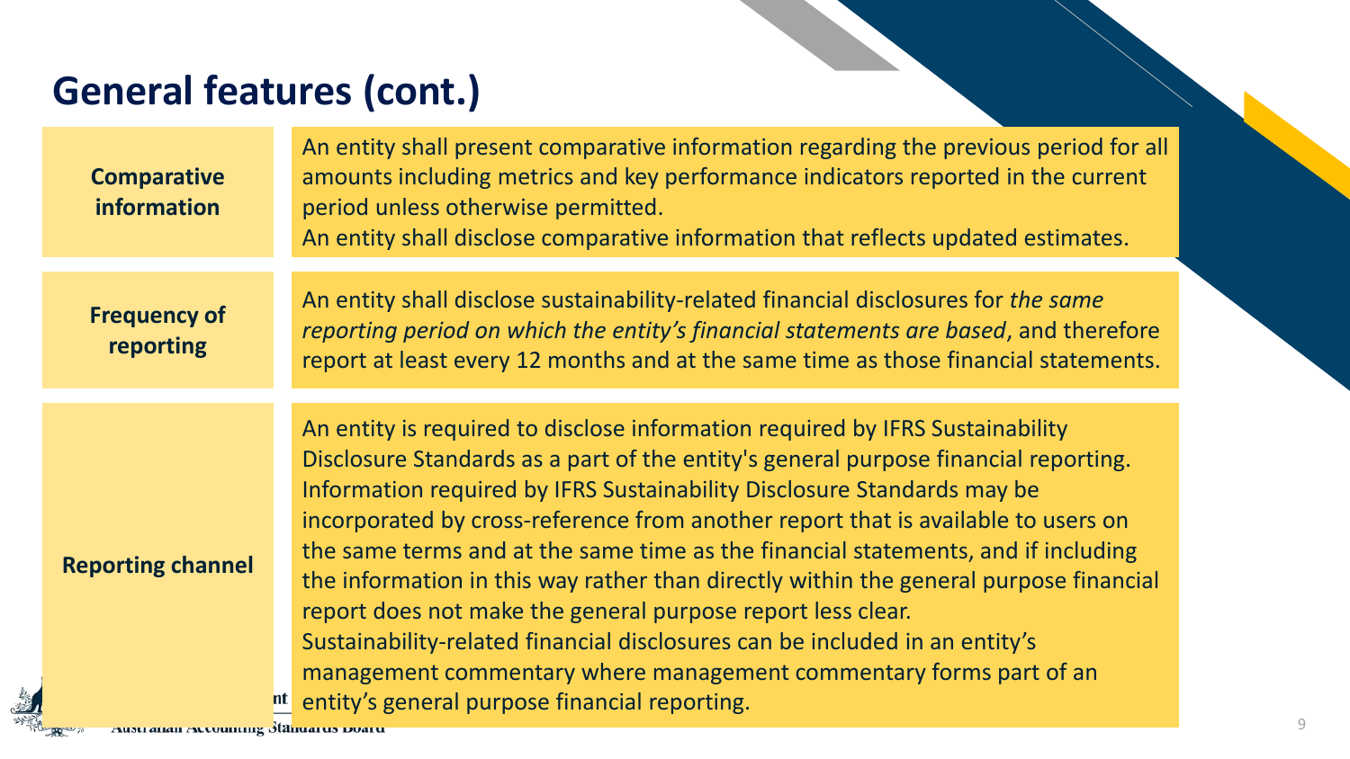# General features (cont.)

| | |
|---|---|
| **Comparative information** | An entity shall present comparative information regarding the previous period for all amounts including metrics and key performance indicators reported in the current period unless otherwise permitted.<br>An entity shall disclose comparative information that reflects updated estimates. |
| **Frequency of reporting** | An entity shall disclose sustainability-related financial disclosures for *the same reporting period on which the entity's financial statements are based*, and therefore report at least every 12 months and at the same time as those financial statements. |
| **Reporting channel** | An entity is required to disclose information required by IFRS Sustainability Disclosure Standards as a part of the entity's general purpose financial reporting. Information required by IFRS Sustainability Disclosure Standards may be incorporated by cross-reference from another report that is available to users on the same terms and at the same time as the financial statements, and if including the information in this way rather than directly within the general purpose financial report does not make the general purpose report less clear.<br>Sustainability-related financial disclosures can be included in an entity's management commentary where management commentary forms part of an entity's general purpose financial reporting. |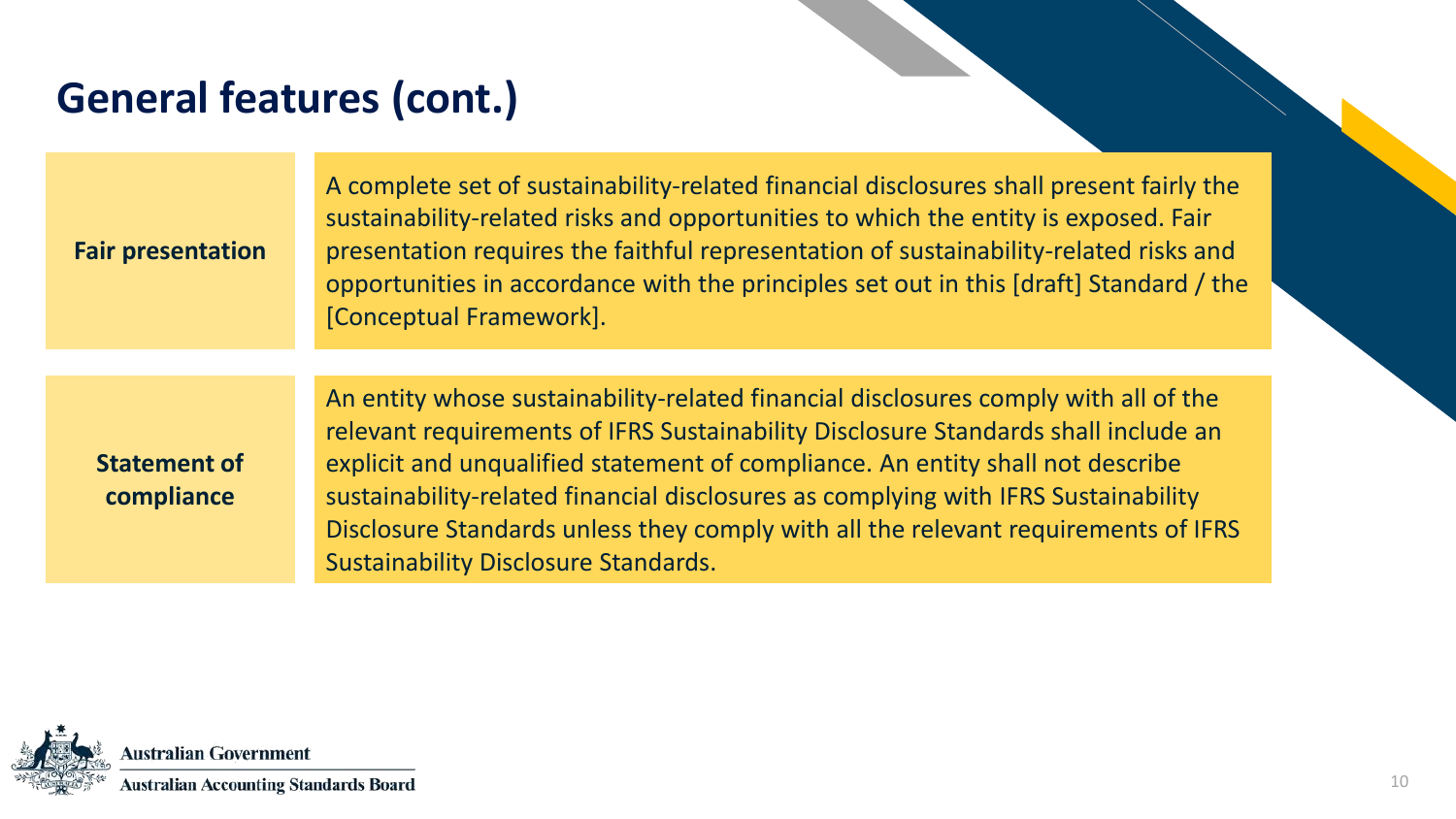# General features (cont.)

| | |
|---|---|
| **Fair presentation** | A complete set of sustainability-related financial disclosures shall present fairly the sustainability-related risks and opportunities to which the entity is exposed. Fair presentation requires the faithful representation of sustainability-related risks and opportunities in accordance with the principles set out in this [draft] Standard / the [Conceptual Framework]. |
| **Statement of compliance** | An entity whose sustainability-related financial disclosures comply with all of the relevant requirements of IFRS Sustainability Disclosure Standards shall include an explicit and unqualified statement of compliance. An entity shall not describe sustainability-related financial disclosures as complying with IFRS Sustainability Disclosure Standards unless they comply with all the relevant requirements of IFRS Sustainability Disclosure Standards. |

Australian Government
Australian Accounting Standards Board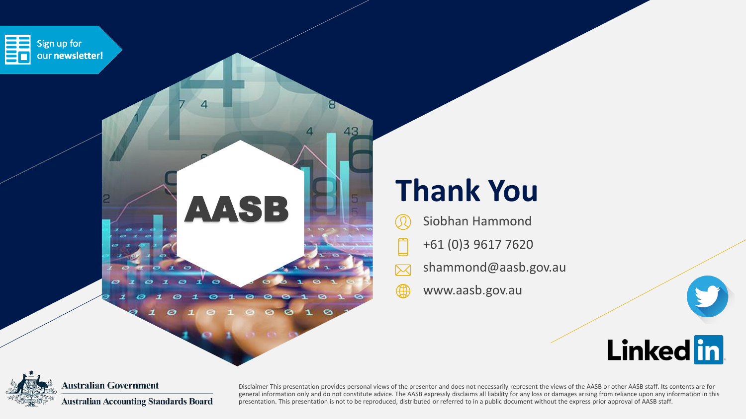Sign up for our newsletter!

AASB

# Thank You

Siobhan Hammond

+61 (0)3 9617 7620

shammond@aasb.gov.au

www.aasb.gov.au

LinkedIn

Australian Government

Australian Accounting Standards Board

Disclaimer This presentation provides personal views of the presenter and does not necessarily represent the views of the AASB or other AASB staff. Its contents are for general information only and do not constitute advice. The AASB expressly disclaims all liability for any loss or damages arising from reliance upon any information in this presentation. This presentation is not to be reproduced, distributed or referred to in a public document without the express prior approval of AASB staff.